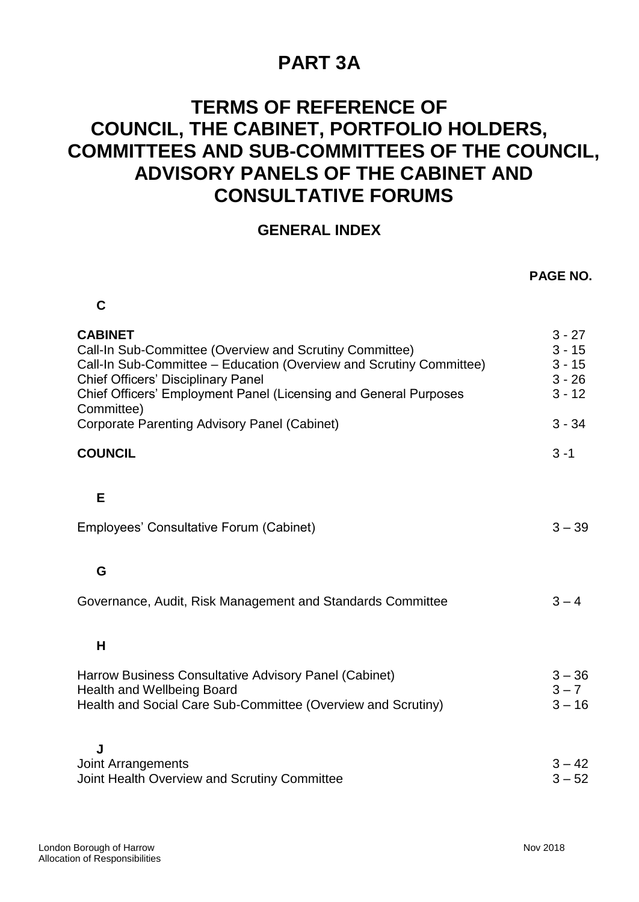# PART 3A

# TERMS OF REFERENCE OF COUNCIL, THE CABINET, PORTFOLIO HOLDERS, COMMITTEES AND SUB-COMMITTEES OF THE COUNCIL, ADVISORY PANELS OF THE CABINET AND CONSULTATIVE FORUMS

## GENERAL INDEX

| | PAGE NO. |
|---|---|
| **C** | |
| **CABINET** | 3 - 27 |
| Call-In Sub-Committee (Overview and Scrutiny Committee) | 3 - 15 |
| Call-In Sub-Committee – Education (Overview and Scrutiny Committee) | 3 - 15 |
| Chief Officers' Disciplinary Panel | 3 - 26 |
| Chief Officers' Employment Panel (Licensing and General Purposes Committee) | 3 - 12 |
| Corporate Parenting Advisory Panel (Cabinet) | 3 - 34 |
| **COUNCIL** | 3 -1 |
| **E** | |
| Employees' Consultative Forum (Cabinet) | 3 – 39 |
| **G** | |
| Governance, Audit, Risk Management and Standards Committee | 3 – 4 |
| **H** | |
| Harrow Business Consultative Advisory Panel (Cabinet) | 3 – 36 |
| Health and Wellbeing Board | 3 – 7 |
| Health and Social Care Sub-Committee (Overview and Scrutiny) | 3 – 16 |
| **J** | |
| Joint Arrangements | 3 – 42 |
| Joint Health Overview and Scrutiny Committee | 3 – 52 |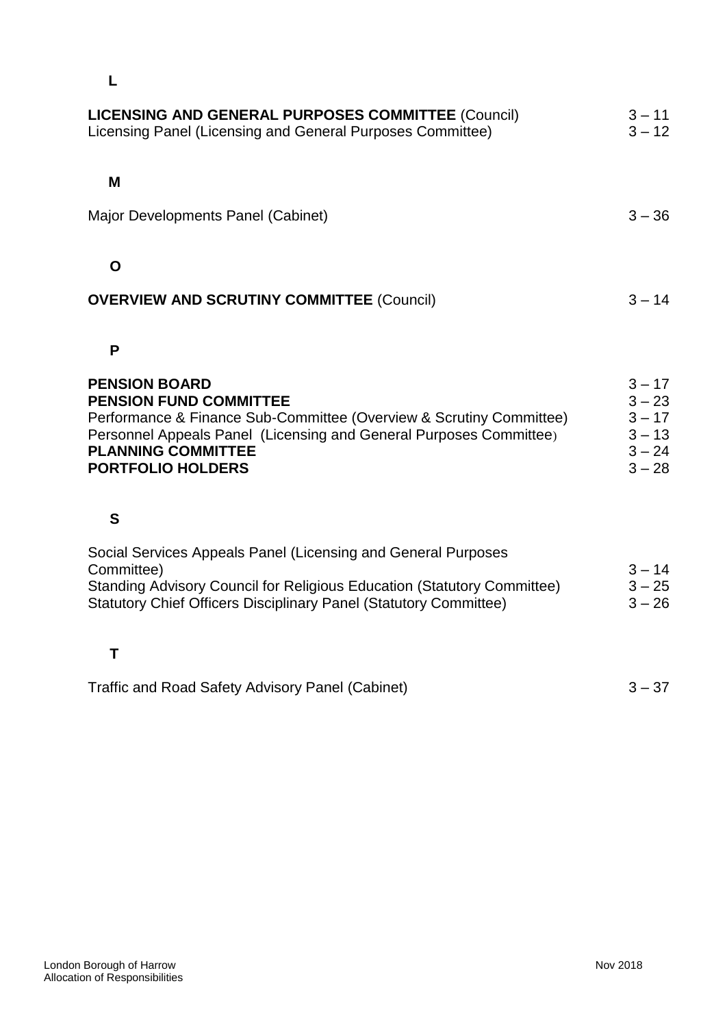**L**

| | |
|---|---|
| **LICENSING AND GENERAL PURPOSES COMMITTEE** (Council) | 3 – 11 |
| Licensing Panel (Licensing and General Purposes Committee) | 3 – 12 |

**M**

| | |
|---|---|
| Major Developments Panel (Cabinet) | 3 – 36 |

**O**

| | |
|---|---|
| **OVERVIEW AND SCRUTINY COMMITTEE** (Council) | 3 – 14 |

**P**

| | |
|---|---|
| **PENSION BOARD** | 3 – 17 |
| **PENSION FUND COMMITTEE** | 3 – 23 |
| Performance & Finance Sub-Committee (Overview & Scrutiny Committee) | 3 – 17 |
| Personnel Appeals Panel (Licensing and General Purposes Committee) | 3 – 13 |
| **PLANNING COMMITTEE** | 3 – 24 |
| **PORTFOLIO HOLDERS** | 3 – 28 |

**S**

| | |
|---|---|
| Social Services Appeals Panel (Licensing and General Purposes Committee) | 3 – 14 |
| Standing Advisory Council for Religious Education (Statutory Committee) | 3 – 25 |
| Statutory Chief Officers Disciplinary Panel (Statutory Committee) | 3 – 26 |

**T**

| | |
|---|---|
| Traffic and Road Safety Advisory Panel (Cabinet) | 3 – 37 |